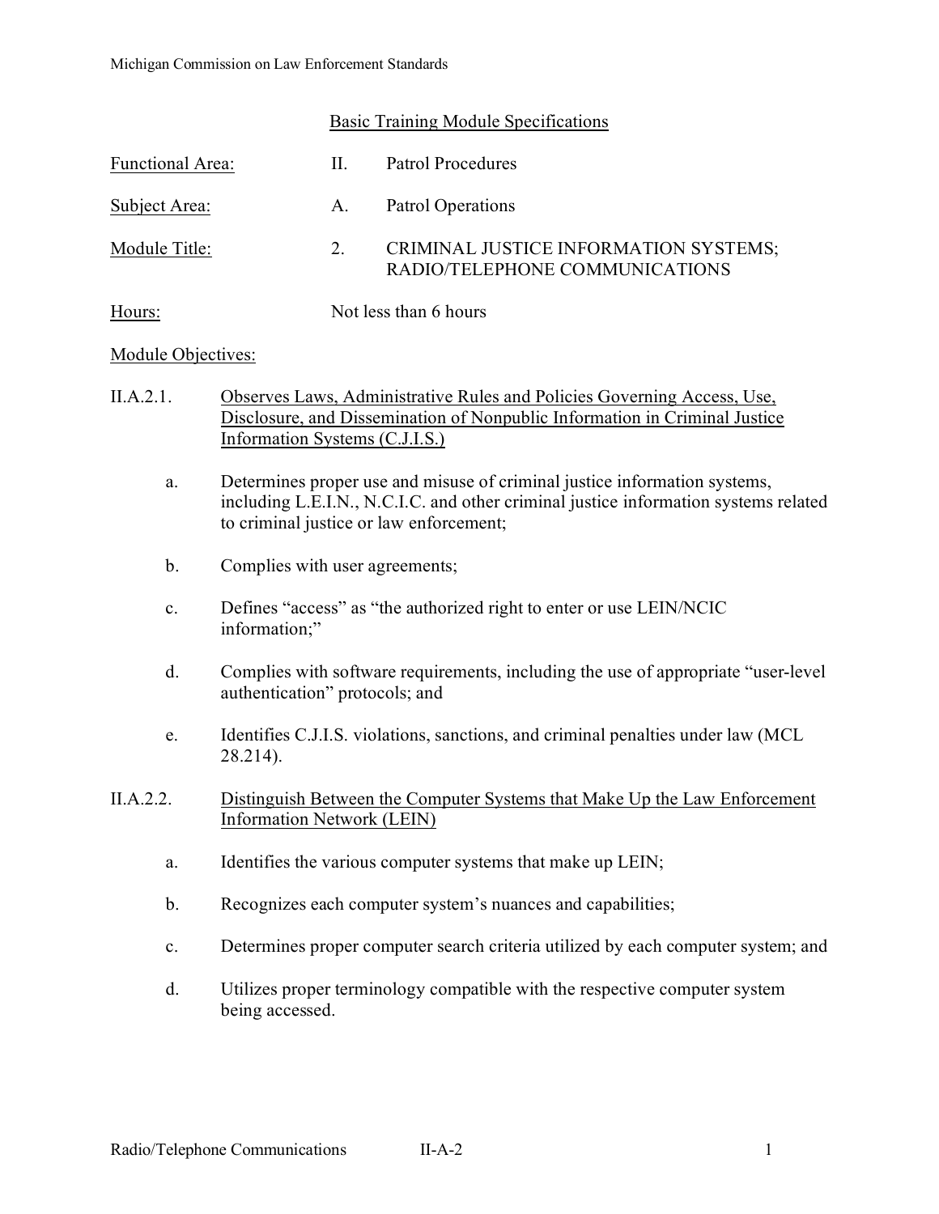## Basic Training Module Specifications

Functional Area: II. Patrol Procedures

Subject Area: A. Patrol Operations

Module Title: 2. CRIMINAL JUSTICE INFORMATION SYSTEMS; RADIO/TELEPHONE COMMUNICATIONS

Hours: Not less than 6 hours

Module Objectives:

II.A.2.1. Observes Laws, Administrative Rules and Policies Governing Access, Use, Disclosure, and Dissemination of Nonpublic Information in Criminal Justice Information Systems (C.J.I.S.)

a. Determines proper use and misuse of criminal justice information systems, including L.E.I.N., N.C.I.C. and other criminal justice information systems related to criminal justice or law enforcement;

b. Complies with user agreements;

c. Defines "access" as "the authorized right to enter or use LEIN/NCIC information;"

d. Complies with software requirements, including the use of appropriate "user-level authentication" protocols; and

e. Identifies C.J.I.S. violations, sanctions, and criminal penalties under law (MCL 28.214).

II.A.2.2. Distinguish Between the Computer Systems that Make Up the Law Enforcement Information Network (LEIN)

a. Identifies the various computer systems that make up LEIN;

b. Recognizes each computer system's nuances and capabilities;

c. Determines proper computer search criteria utilized by each computer system; and

d. Utilizes proper terminology compatible with the respective computer system being accessed.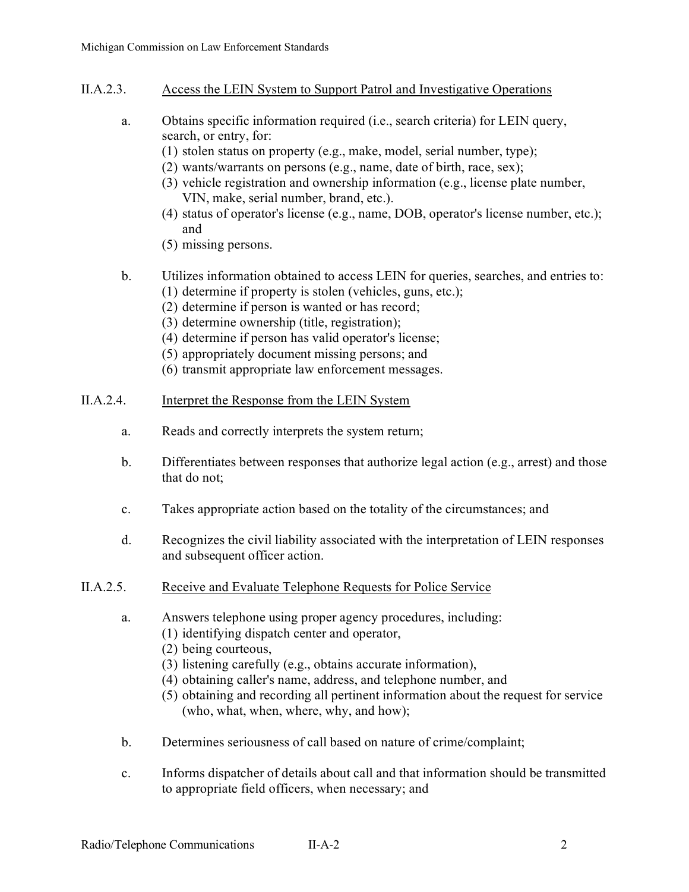## II.A.2.3. Access the LEIN System to Support Patrol and Investigative Operations

a. Obtains specific information required (i.e., search criteria) for LEIN query, search, or entry, for:
   (1) stolen status on property (e.g., make, model, serial number, type);
   (2) wants/warrants on persons (e.g., name, date of birth, race, sex);
   (3) vehicle registration and ownership information (e.g., license plate number, VIN, make, serial number, brand, etc.).
   (4) status of operator's license (e.g., name, DOB, operator's license number, etc.); and
   (5) missing persons.

b. Utilizes information obtained to access LEIN for queries, searches, and entries to:
   (1) determine if property is stolen (vehicles, guns, etc.);
   (2) determine if person is wanted or has record;
   (3) determine ownership (title, registration);
   (4) determine if person has valid operator's license;
   (5) appropriately document missing persons; and
   (6) transmit appropriate law enforcement messages.

## II.A.2.4. Interpret the Response from the LEIN System

a. Reads and correctly interprets the system return;

b. Differentiates between responses that authorize legal action (e.g., arrest) and those that do not;

c. Takes appropriate action based on the totality of the circumstances; and

d. Recognizes the civil liability associated with the interpretation of LEIN responses and subsequent officer action.

## II.A.2.5. Receive and Evaluate Telephone Requests for Police Service

a. Answers telephone using proper agency procedures, including:
   (1) identifying dispatch center and operator,
   (2) being courteous,
   (3) listening carefully (e.g., obtains accurate information),
   (4) obtaining caller's name, address, and telephone number, and
   (5) obtaining and recording all pertinent information about the request for service (who, what, when, where, why, and how);

b. Determines seriousness of call based on nature of crime/complaint;

c. Informs dispatcher of details about call and that information should be transmitted to appropriate field officers, when necessary; and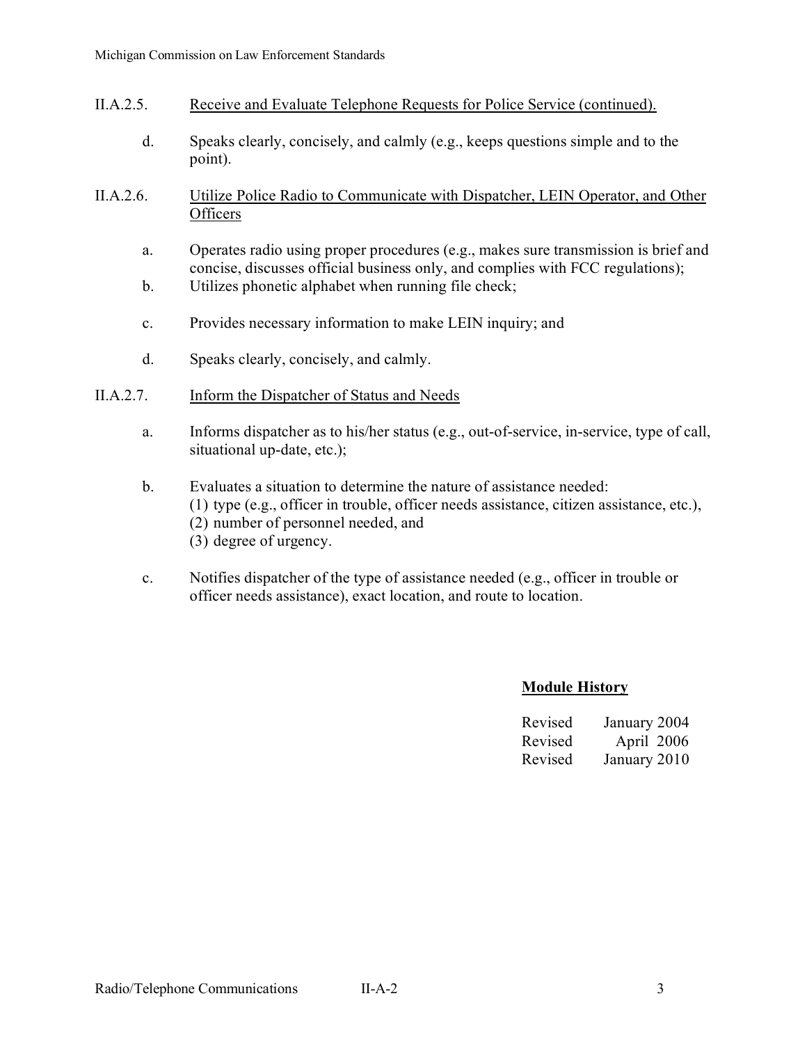II.A.2.5. Receive and Evaluate Telephone Requests for Police Service (continued).

d. Speaks clearly, concisely, and calmly (e.g., keeps questions simple and to the point).

II.A.2.6. Utilize Police Radio to Communicate with Dispatcher, LEIN Operator, and Other Officers

a. Operates radio using proper procedures (e.g., makes sure transmission is brief and concise, discusses official business only, and complies with FCC regulations);

b. Utilizes phonetic alphabet when running file check;

c. Provides necessary information to make LEIN inquiry; and

d. Speaks clearly, concisely, and calmly.

II.A.2.7. Inform the Dispatcher of Status and Needs

a. Informs dispatcher as to his/her status (e.g., out-of-service, in-service, type of call, situational up-date, etc.);

b. Evaluates a situation to determine the nature of assistance needed:
(1) type (e.g., officer in trouble, officer needs assistance, citizen assistance, etc.),
(2) number of personnel needed, and
(3) degree of urgency.

c. Notifies dispatcher of the type of assistance needed (e.g., officer in trouble or officer needs assistance), exact location, and route to location.

**Module History**

| | |
|---|---|
| Revised | January 2004 |
| Revised | April 2006 |
| Revised | January 2010 |